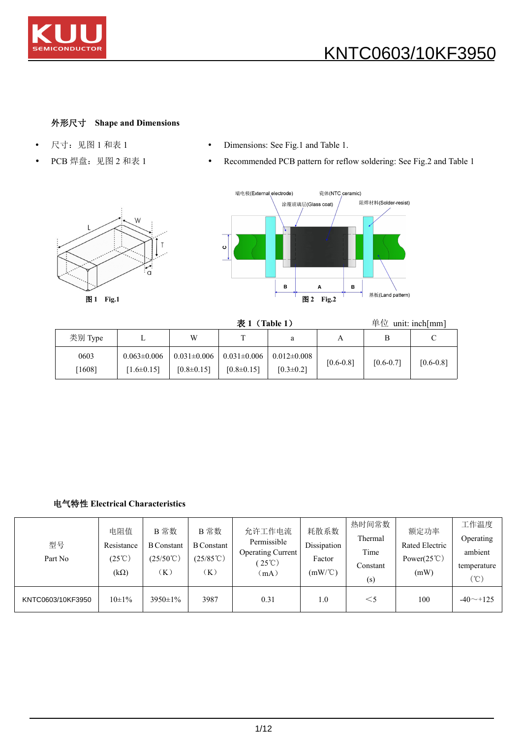# KNTC0603/10KF3950

## 外形尺寸 Shape and Dimensions

- 尺寸：见图 1 和表 1
- PCB 焊盘：见图 2 和表 1

- Dimensions: See Fig.1 and Table 1.
- Recommended PCB pattern for reflow soldering: See Fig.2 and Table 1

图 1 Fig.1

端电极(External electrode) 瓷体(NTC ceramic) 涂覆玻璃层(Glass coat) 阻焊材料(Solder-resist) 基板(Land pattern)

图 2 Fig.2

表 1（Table 1） 单位 unit: inch[mm]

| 类别 Type | L | W | T | a | A | B | C |
|---|---|---|---|---|---|---|---|
| 0603 [1608] | 0.063±0.006 [1.6±0.15] | 0.031±0.006 [0.8±0.15] | 0.031±0.006 [0.8±0.15] | 0.012±0.008 [0.3±0.2] | [0.6-0.8] | [0.6-0.7] | [0.6-0.8] |

## 电气特性 Electrical Characteristics

| 型号 Part No | 电阻值 Resistance (25℃) (kΩ) | B 常数 B Constant (25/50℃) （K） | B 常数 B Constant (25/85℃) （K） | 允许工作电流 Permissible Operating Current ( 25℃) （mA） | 耗散系数 Dissipation Factor (mW/℃) | 热时间常数 Thermal Time Constant (s) | 额定功率 Rated Electric Power(25℃) (mW) | 工作温度 Operating ambient temperature （℃） |
|---|---|---|---|---|---|---|---|---|
| KNTC0603/10KF3950 | 10±1% | 3950±1% | 3987 | 0.31 | 1.0 | ＜5 | 100 | -40～+125 |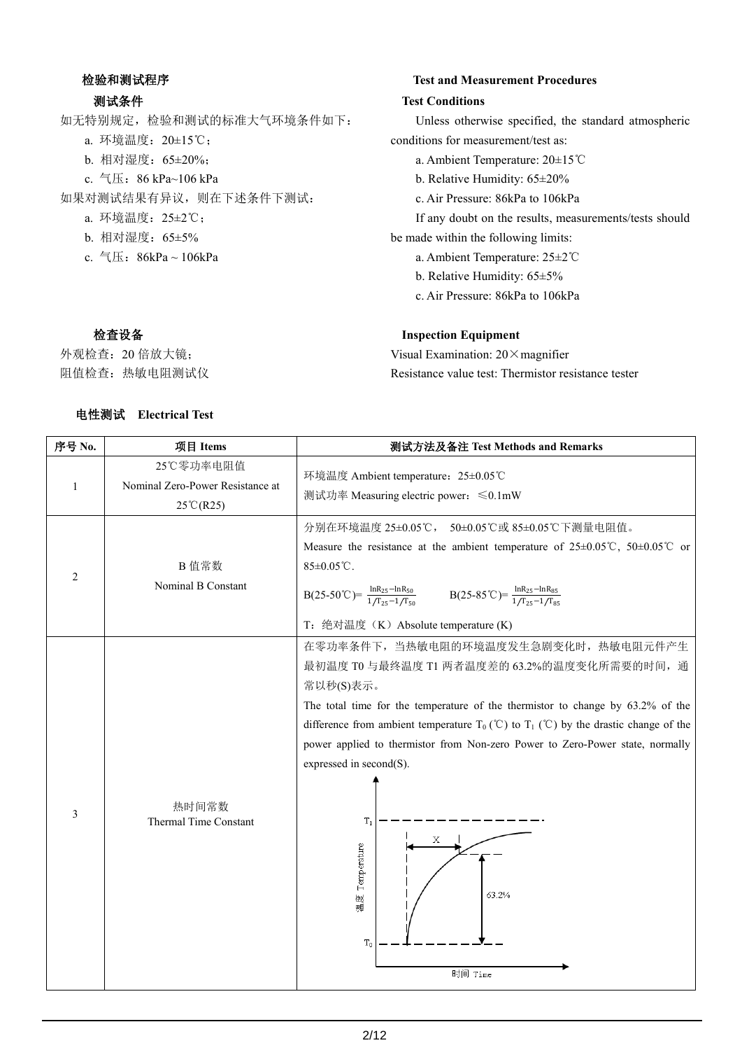### 检验和测试程序

#### 测试条件

如无特别规定，检验和测试的标准大气环境条件如下：

a. 环境温度：20±15℃；

b. 相对湿度：65±20%；

c. 气压：86 kPa~106 kPa

如果对测试结果有异议，则在下述条件下测试：

a. 环境温度：25±2℃；

b. 相对湿度：65±5%

c. 气压：86kPa ~ 106kPa

### Test and Measurement Procedures

#### Test Conditions

Unless otherwise specified, the standard atmospheric conditions for measurement/test as:

a. Ambient Temperature: 20±15℃

b. Relative Humidity: 65±20%

c. Air Pressure: 86kPa to 106kPa

If any doubt on the results, measurements/tests should be made within the following limits:

a. Ambient Temperature: 25±2℃

b. Relative Humidity: 65±5%

c. Air Pressure: 86kPa to 106kPa

#### 检查设备

外观检查：20 倍放大镜；

阻值检查：热敏电阻测试仪

#### Inspection Equipment

Visual Examination: 20×magnifier

Resistance value test: Thermistor resistance tester

### 电性测试 Electrical Test

| 序号 No. | 项目 Items | 测试方法及备注 Test Methods and Remarks |
|---|---|---|
| 1 | 25℃零功率电阻值<br>Nominal Zero-Power Resistance at 25℃(R25) | 环境温度 Ambient temperature：25±0.05℃<br>测试功率 Measuring electric power：≤0.1mW |
| 2 | B 值常数<br>Nominal B Constant | 分别在环境温度 25±0.05℃， 50±0.05℃或 85±0.05℃下测量电阻值。<br>Measure the resistance at the ambient temperature of 25±0.05℃, 50±0.05℃ or 85±0.05℃.<br>B(25-50℃)= $\frac{\ln R_{25}-\ln R_{50}}{1/T_{25}-1/T_{50}}$  B(25-85℃)= $\frac{\ln R_{25}-\ln R_{85}}{1/T_{25}-1/T_{85}}$<br>T：绝对温度（K）Absolute temperature (K) |
| 3 | 热时间常数<br>Thermal Time Constant | 在零功率条件下，当热敏电阻的环境温度发生急剧变化时，热敏电阻元件产生最初温度 T0 与最终温度 T1 两者温度差的 63.2%的温度变化所需要的时间，通常以秒(S)表示。<br>The total time for the temperature of the thermistor to change by 63.2% of the difference from ambient temperature $T_0$ (℃) to $T_1$ (℃) by the drastic change of the power applied to thermistor from Non-zero Power to Zero-Power state, normally expressed in second(S). |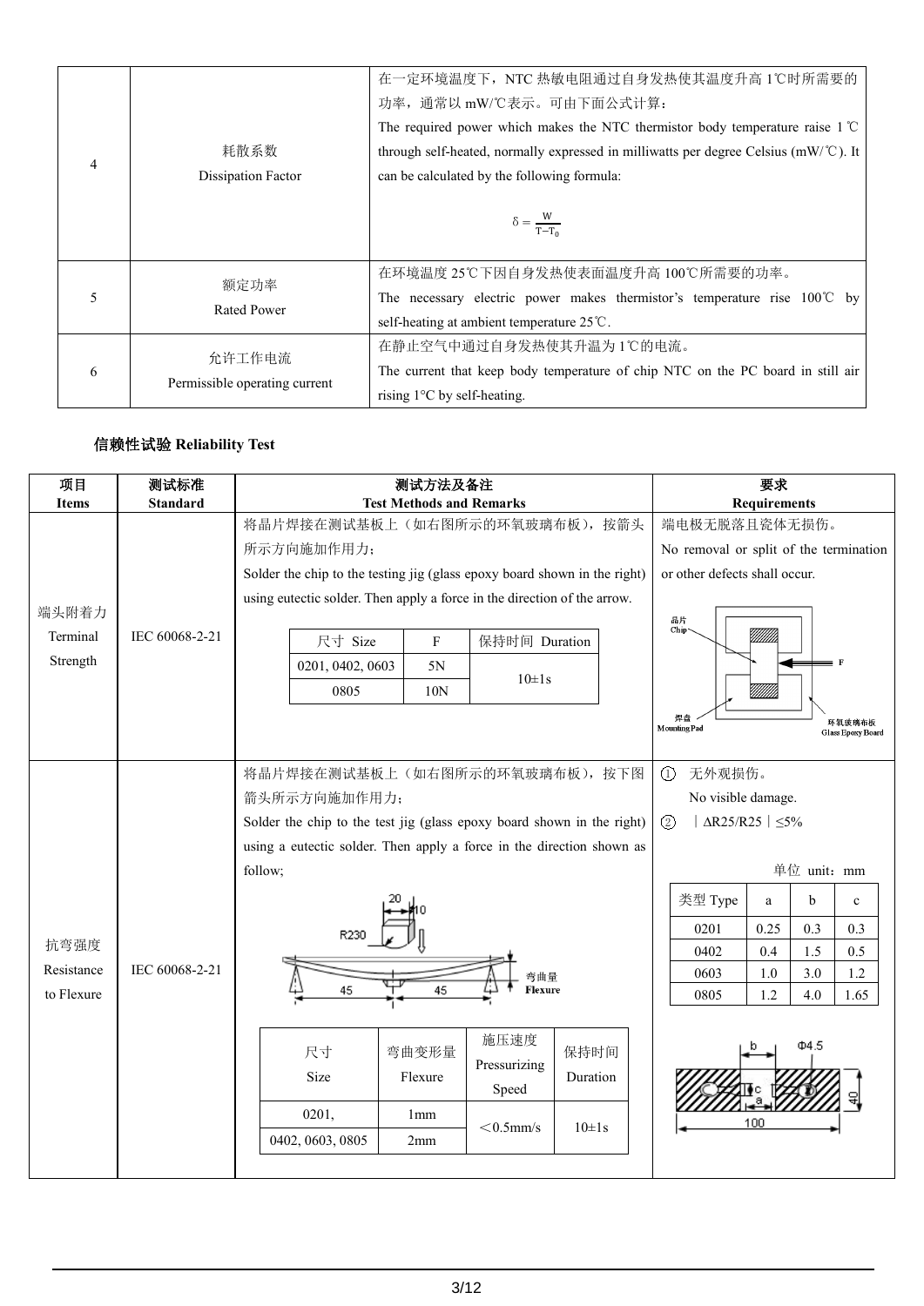| 4 | 耗散系数<br>Dissipation Factor | 在一定环境温度下，NTC 热敏电阻通过自身发热使其温度升高 1℃时所需要的功率，通常以 mW/℃表示。可由下面公式计算：<br>The required power which makes the NTC thermistor body temperature raise 1℃ through self-heated, normally expressed in milliwatts per degree Celsius (mW/℃). It can be calculated by the following formula:<br>$\delta = \frac{W}{T-T_0}$ |
|---|---|---|
| 5 | 额定功率<br>Rated Power | 在环境温度 25℃下因自身发热使表面温度升高 100℃所需要的功率。<br>The necessary electric power makes thermistor's temperature rise 100℃ by self-heating at ambient temperature 25℃. |
| 6 | 允许工作电流<br>Permissible operating current | 在静止空气中通过自身发热使其升温为 1℃的电流。<br>The current that keep body temperature of chip NTC on the PC board in still air rising 1°C by self-heating. |

**信赖性试验 Reliability Test**

| 项目<br>Items | 测试标准<br>Standard | 测试方法及备注<br>Test Methods and Remarks | 要求<br>Requirements |
|---|---|---|---|
| 端头附着力<br>Terminal Strength | IEC 60068-2-21 | 将晶片焊接在测试基板上（如右图所示的环氧玻璃布板），按箭头所示方向施加作用力；<br>Solder the chip to the testing jig (glass epoxy board shown in the right) using eutectic solder. Then apply a force in the direction of the arrow.<br><br>尺寸 Size: 0201, 0402, 0603 — F: 5N — 保持时间 Duration: 10±1s<br>尺寸 Size: 0805 — F: 10N — 保持时间 Duration: 10±1s | 端电极无脱落且瓷体无损伤。<br>No removal or split of the termination or other defects shall occur.<br><br>晶片 Chip; F; 焊盘 Mounting Pad; 环氧玻璃布板 Glass Epoxy Board |
| 抗弯强度<br>Resistance to Flexure | IEC 60068-2-21 | 将晶片焊接在测试基板上（如右图所示的环氧玻璃布板），按下图箭头所示方向施加作用力；<br>Solder the chip to the test jig (glass epoxy board shown in the right) using a eutectic solder. Then apply a force in the direction shown as follow;<br><br>20; 10; R230; 45; 45; 弯曲量 Flexure<br><br>尺寸 Size: 0201 — 弯曲变形量 Flexure: 1mm — 施压速度 Pressurizing Speed: ＜0.5mm/s — 保持时间 Duration: 10±1s<br>尺寸 Size: 0402, 0603, 0805 — 弯曲变形量 Flexure: 2mm — 施压速度 Pressurizing Speed: ＜0.5mm/s — 保持时间 Duration: 10±1s | ① 无外观损伤。<br>No visible damage.<br>② ｜ΔR25/R25｜≤5%<br><br>单位 unit：mm<br>类型 Type 0201: a 0.25, b 0.3, c 0.3<br>类型 Type 0402: a 0.4, b 1.5, c 0.5<br>类型 Type 0603: a 1.0, b 3.0, c 1.2<br>类型 Type 0805: a 1.2, b 4.0, c 1.65<br><br>b; Φ4.5; c; a; 100; 40 |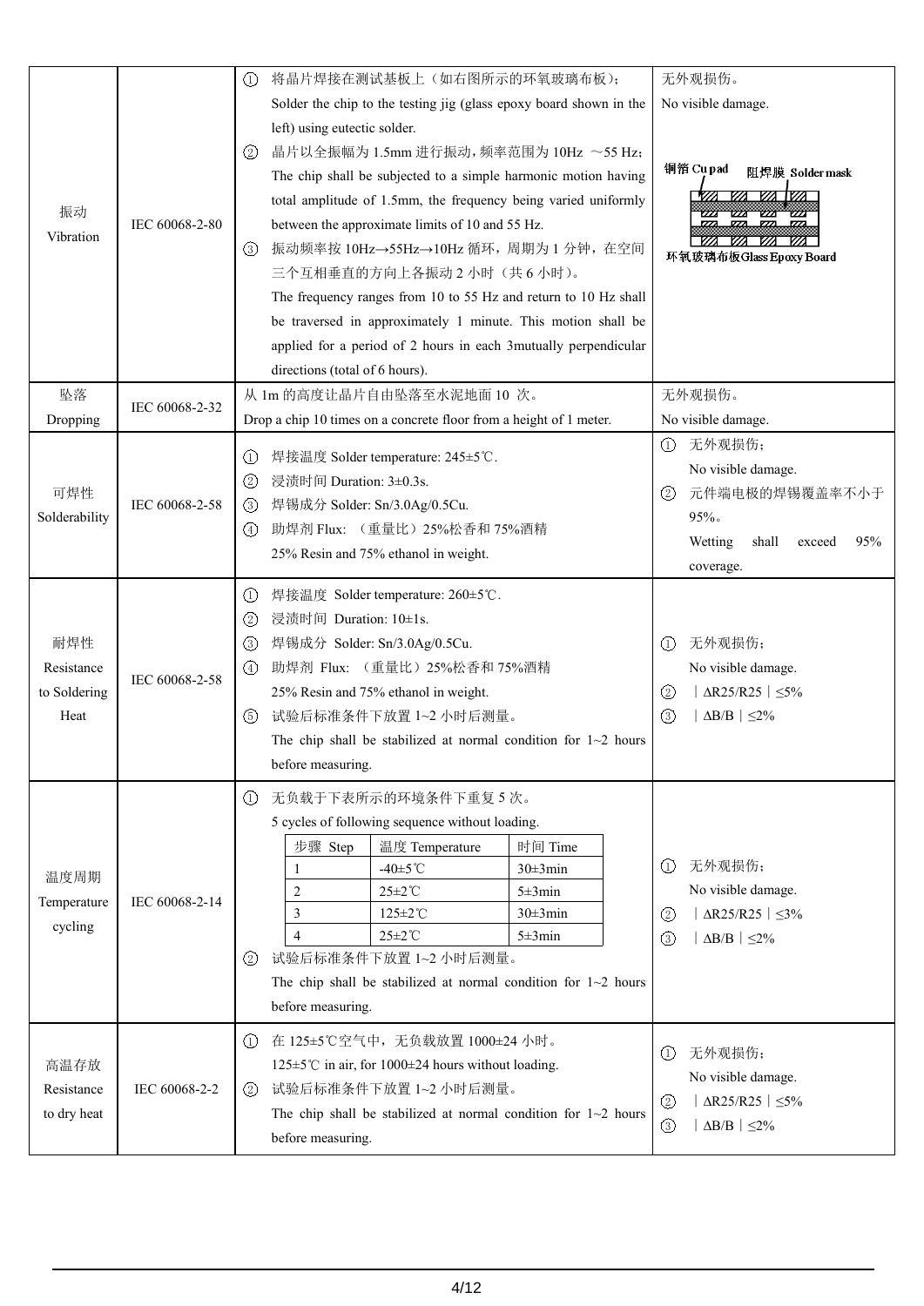| 振动 Vibration | IEC 60068-2-80 | ① 将晶片焊接在测试基板上（如右图所示的环氧玻璃布板）；<br>Solder the chip to the testing jig (glass epoxy board shown in the left) using eutectic solder.<br>② 晶片以全振幅为 1.5mm 进行振动，频率范围为 10Hz ～55 Hz；<br>The chip shall be subjected to a simple harmonic motion having total amplitude of 1.5mm, the frequency being varied uniformly between the approximate limits of 10 and 55 Hz.<br>③ 振动频率按 10Hz→55Hz→10Hz 循环，周期为 1 分钟，在空间三个互相垂直的方向上各振动 2 小时（共 6 小时）。<br>The frequency ranges from 10 to 55 Hz and return to 10 Hz shall be traversed in approximately 1 minute. This motion shall be applied for a period of 2 hours in each 3mutually perpendicular directions (total of 6 hours). | 无外观损伤。<br>No visible damage.<br>铜箔 Cu pad　阻焊膜 Solder mask<br>环氧玻璃布板Glass Epoxy Board |
|---|---|---|---|
| 坠落 Dropping | IEC 60068-2-32 | 从 1m 的高度让晶片自由坠落至水泥地面 10 次。<br>Drop a chip 10 times on a concrete floor from a height of 1 meter. | 无外观损伤。<br>No visible damage. |
| 可焊性 Solderability | IEC 60068-2-58 | ① 焊接温度 Solder temperature: 245±5℃.<br>② 浸渍时间 Duration: 3±0.3s.<br>③ 焊锡成分 Solder: Sn/3.0Ag/0.5Cu.<br>④ 助焊剂 Flux: （重量比）25%松香和 75%酒精<br>25% Resin and 75% ethanol in weight. | ① 无外观损伤；<br>No visible damage.<br>② 元件端电极的焊锡覆盖率不小于 95%。<br>Wetting shall exceed 95% coverage. |
| 耐焊性 Resistance to Soldering Heat | IEC 60068-2-58 | ① 焊接温度 Solder temperature: 260±5℃.<br>② 浸渍时间 Duration: 10±1s.<br>③ 焊锡成分 Solder: Sn/3.0Ag/0.5Cu.<br>④ 助焊剂 Flux: （重量比）25%松香和 75%酒精<br>25% Resin and 75% ethanol in weight.<br>⑤ 试验后标准条件下放置 1~2 小时后测量。<br>The chip shall be stabilized at normal condition for 1~2 hours before measuring. | ① 无外观损伤；<br>No visible damage.<br>② ∣ΔR25/R25∣≤5%<br>③ ∣ΔB/B∣≤2% |
| 温度周期 Temperature cycling | IEC 60068-2-14 | ① 无负载于下表所示的环境条件下重复 5 次。<br>5 cycles of following sequence without loading.<br>步骤 Step / 温度 Temperature / 时间 Time<br>1 / -40±5℃ / 30±3min<br>2 / 25±2℃ / 5±3min<br>3 / 125±2℃ / 30±3min<br>4 / 25±2℃ / 5±3min<br>② 试验后标准条件下放置 1~2 小时后测量。<br>The chip shall be stabilized at normal condition for 1~2 hours before measuring. | ① 无外观损伤；<br>No visible damage.<br>② ∣ΔR25/R25∣≤3%<br>③ ∣ΔB/B∣≤2% |
| 高温存放 Resistance to dry heat | IEC 60068-2-2 | ① 在 125±5℃空气中，无负载放置 1000±24 小时。<br>125±5℃ in air, for 1000±24 hours without loading.<br>② 试验后标准条件下放置 1~2 小时后测量。<br>The chip shall be stabilized at normal condition for 1~2 hours before measuring. | ① 无外观损伤；<br>No visible damage.<br>② ∣ΔR25/R25∣≤5%<br>③ ∣ΔB/B∣≤2% |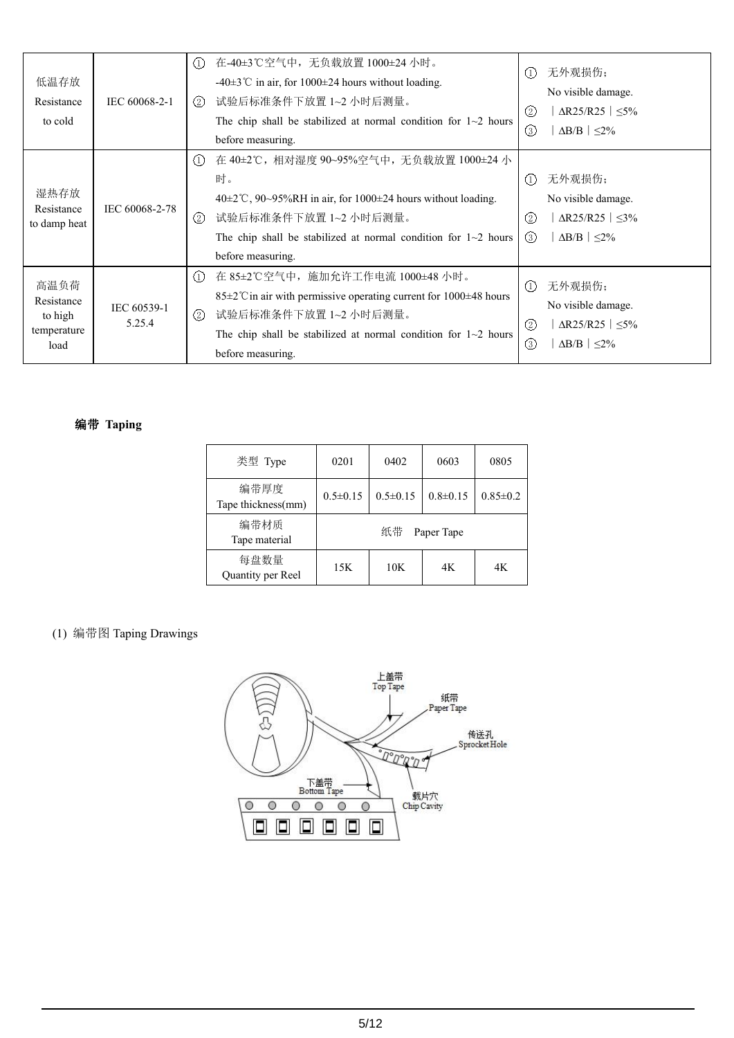| 低温存放 Resistance to cold | IEC 60068-2-1 | ① 在-40±3℃空气中，无负载放置 1000±24 小时。 -40±3℃ in air, for 1000±24 hours without loading. ② 试验后标准条件下放置 1~2 小时后测量。 The chip shall be stabilized at normal condition for 1~2 hours before measuring. | ① 无外观损伤； No visible damage. ② ｜ΔR25/R25｜≤5% ③ ｜ΔB/B｜≤2% |
|---|---|---|---|
| 湿热存放 Resistance to damp heat | IEC 60068-2-78 | ① 在 40±2℃，相对湿度 90~95%空气中，无负载放置 1000±24 小时。 40±2℃, 90~95%RH in air, for 1000±24 hours without loading. ② 试验后标准条件下放置 1~2 小时后测量。 The chip shall be stabilized at normal condition for 1~2 hours before measuring. | ① 无外观损伤； No visible damage. ② ｜ΔR25/R25｜≤3% ③ ｜ΔB/B｜≤2% |
| 高温负荷 Resistance to high temperature load | IEC 60539-1 5.25.4 | ① 在 85±2℃空气中，施加允许工作电流 1000±48 小时。 85±2℃in air with permissive operating current for 1000±48 hours ② 试验后标准条件下放置 1~2 小时后测量。 The chip shall be stabilized at normal condition for 1~2 hours before measuring. | ① 无外观损伤； No visible damage. ② ｜ΔR25/R25｜≤5% ③ ｜ΔB/B｜≤2% |

**编带 Taping**

| 类型 Type | 0201 | 0402 | 0603 | 0805 |
|---|---|---|---|---|
| 编带厚度 Tape thickness(mm) | 0.5±0.15 | 0.5±0.15 | 0.8±0.15 | 0.85±0.2 |
| 编带材质 Tape material | 纸带 Paper Tape | | | |
| 每盘数量 Quantity per Reel | 15K | 10K | 4K | 4K |

(1) 编带图 Taping Drawings

上盖带 Top Tape

纸带 Paper Tape

传送孔 Sprocket Hole

下盖带 Bottom Tape

载片穴 Chip Cavity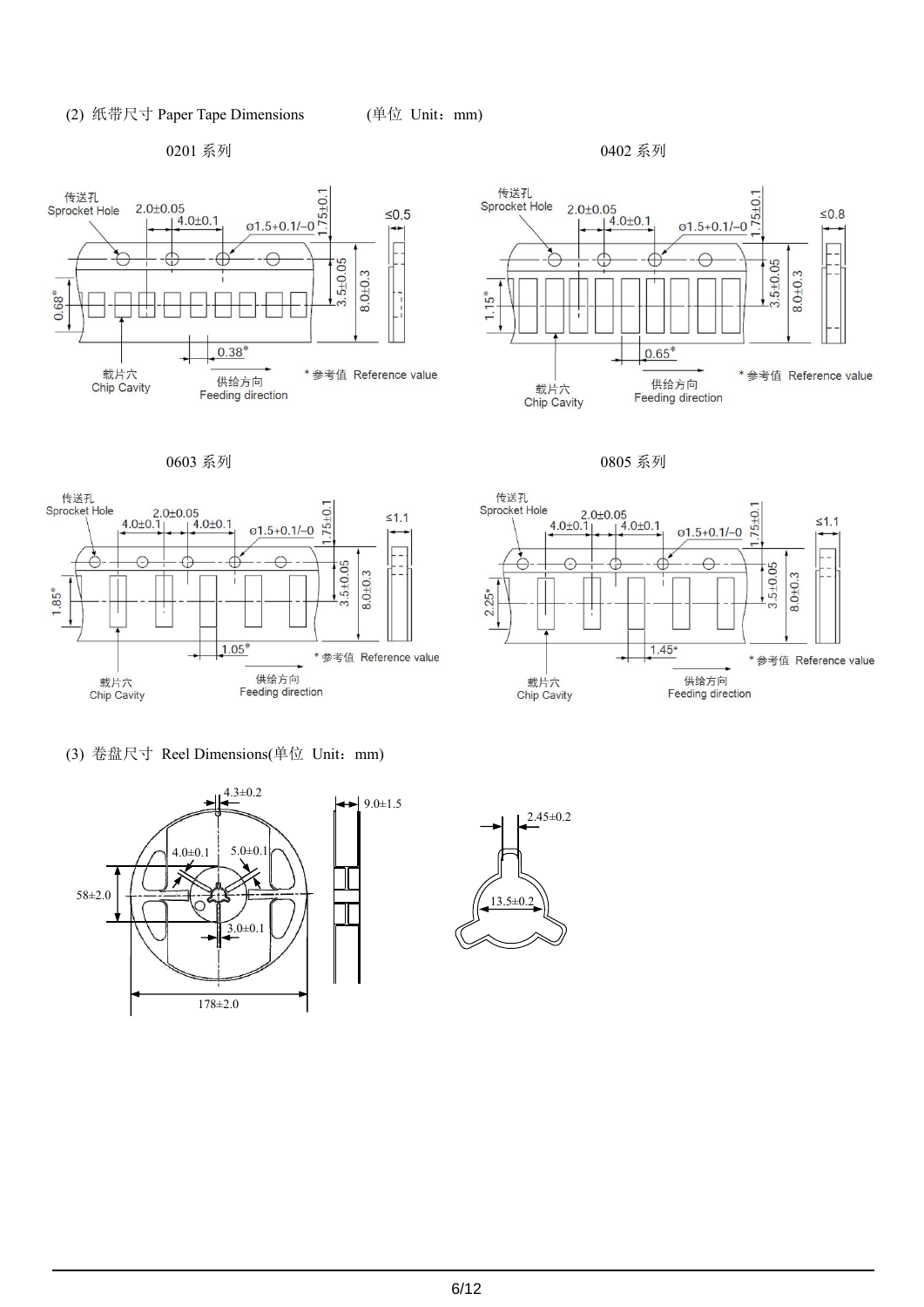(2) 纸带尺寸 Paper Tape Dimensions (单位 Unit：mm)

0201 系列

传送孔 Sprocket Hole 2.0±0.05 4.0±0.1 ø1.5+0.1/−0 1.75±0.1 ≤0.5 3.5±0.05 8.0±0.3 0.68* 0.38* 载片穴 Chip Cavity 供给方向 Feeding direction * 参考值 Reference value

0402 系列

传送孔 Sprocket Hole 2.0±0.05 4.0±0.1 ø1.5+0.1/−0 1.75±0.1 ≤0.8 3.5±0.05 8.0±0.3 1.15* 0.65* 载片穴 Chip Cavity 供给方向 Feeding direction * 参考值 Reference value

0603 系列

传送孔 Sprocket Hole 2.0±0.05 4.0±0.1 4.0±0.1 ø1.5+0.1/−0 1.75±0.1 ≤1.1 3.5±0.05 8.0±0.3 1.85* 1.05* 载片穴 Chip Cavity 供给方向 Feeding direction * 参考值 Reference value

0805 系列

传送孔 Sprocket Hole 2.0±0.05 4.0±0.1 4.0±0.1 ø1.5+0.1/−0 1.75±0.1 ≤1.1 3.5±0.05 8.0±0.3 2.25* 1.45* 载片穴 Chip Cavity 供给方向 Feeding direction * 参考值 Reference value

(3) 卷盘尺寸 Reel Dimensions(单位 Unit：mm)

4.3±0.2 9.0±1.5 4.0±0.1 5.0±0.1 58±2.0 3.0±0.1 178±2.0 2.45±0.2 13.5±0.2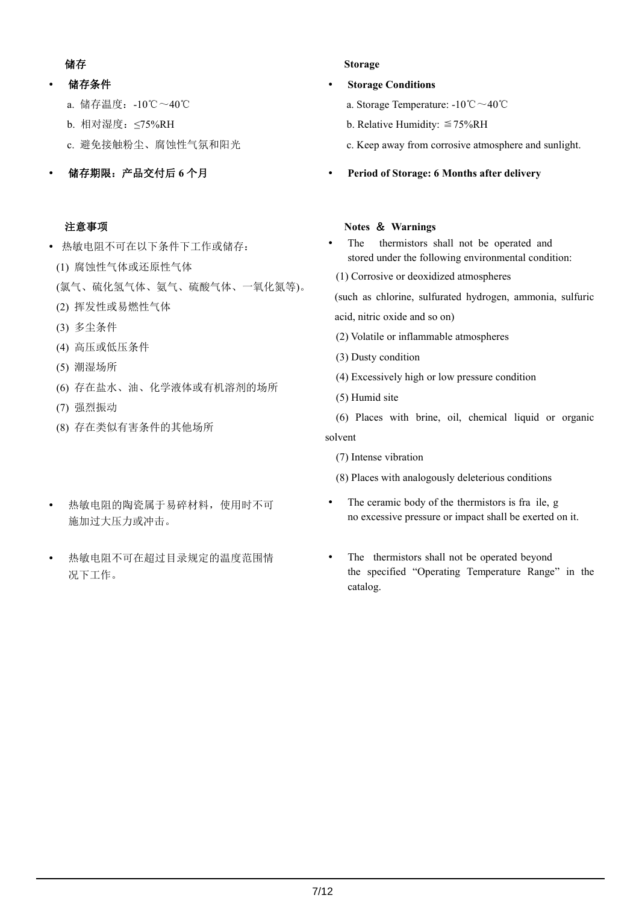### 储存

- **储存条件**
  - a. 储存温度：-10℃～40℃
  - b. 相对湿度：≤75%RH
  - c. 避免接触粉尘、腐蚀性气氛和阳光
- **储存期限：产品交付后 6 个月**

### Storage

- **Storage Conditions**
  - a. Storage Temperature: -10℃～40℃
  - b. Relative Humidity: ≦75%RH
  - c. Keep away from corrosive atmosphere and sunlight.
- **Period of Storage: 6 Months after delivery**

### 注意事项

- 热敏电阻不可在以下条件下工作或储存：
  - (1) 腐蚀性气体或还原性气体
    (氯气、硫化氢气体、氨气、硫酸气体、一氧化氮等)。
  - (2) 挥发性或易燃性气体
  - (3) 多尘条件
  - (4) 高压或低压条件
  - (5) 潮湿场所
  - (6) 存在盐水、油、化学液体或有机溶剂的场所
  - (7) 强烈振动
  - (8) 存在类似有害条件的其他场所
- 热敏电阻的陶瓷属于易碎材料，使用时不可施加过大压力或冲击。
- 热敏电阻不可在超过目录规定的温度范围情况下工作。

### Notes ＆ Warnings

- The thermistors shall not be operated and stored under the following environmental condition:
  - (1) Corrosive or deoxidized atmospheres
    (such as chlorine, sulfurated hydrogen, ammonia, sulfuric acid, nitric oxide and so on)
  - (2) Volatile or inflammable atmospheres
  - (3) Dusty condition
  - (4) Excessively high or low pressure condition
  - (5) Humid site
  - (6) Places with brine, oil, chemical liquid or organic solvent
  - (7) Intense vibration
  - (8) Places with analogously deleterious conditions
- The ceramic body of the thermistors is fra ile, g no excessive pressure or impact shall be exerted on it.
- The thermistors shall not be operated beyond the specified "Operating Temperature Range" in the catalog.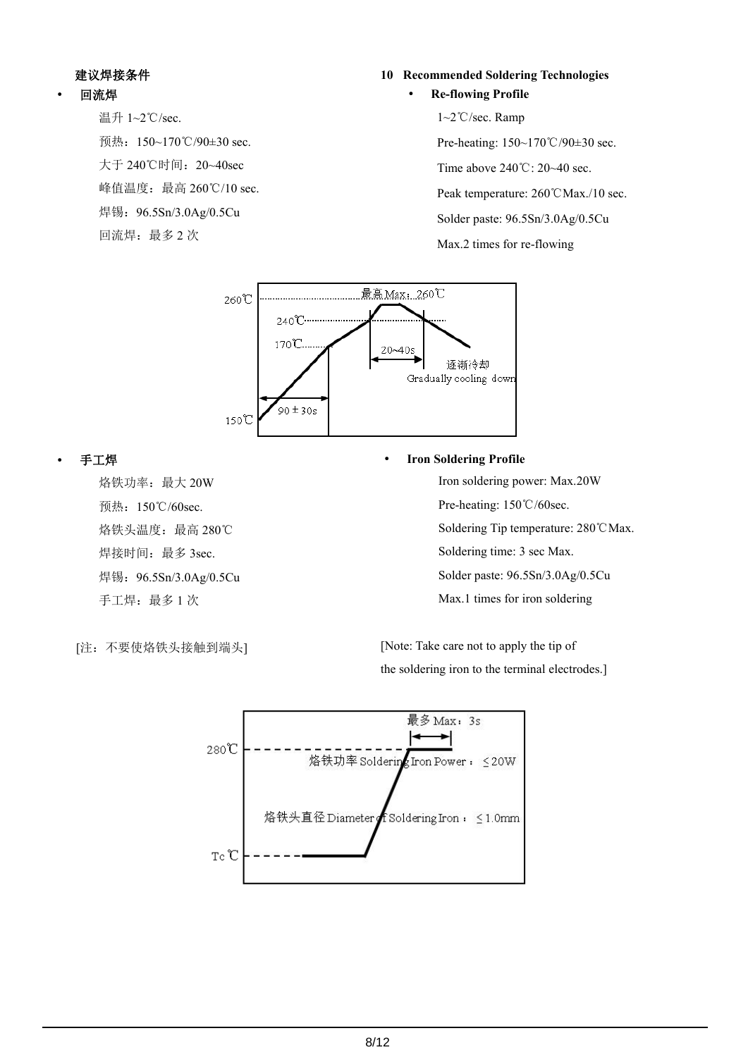## 建议焊接条件

## 10 Recommended Soldering Technologies

- **回流焊**

  温升 1~2℃/sec.

  预热：150~170℃/90±30 sec.

  大于 240℃时间：20~40sec

  峰值温度：最高 260℃/10 sec.

  焊锡：96.5Sn/3.0Ag/0.5Cu

  回流焊：最多 2 次

- **Re-flowing Profile**

  1~2℃/sec. Ramp

  Pre-heating: 150~170℃/90±30 sec.

  Time above 240℃: 20~40 sec.

  Peak temperature: 260℃Max./10 sec.

  Solder paste: 96.5Sn/3.0Ag/0.5Cu

  Max.2 times for re-flowing

260℃ 最高 Max：260℃
240℃
170℃
20~40s
逐渐冷却 Gradually cooling down
90±30s
150℃

- **手工焊**

  烙铁功率：最大 20W

  预热：150℃/60sec.

  烙铁头温度：最高 280℃

  焊接时间：最多 3sec.

  焊锡：96.5Sn/3.0Ag/0.5Cu

  手工焊：最多 1 次

- **Iron Soldering Profile**

  Iron soldering power: Max.20W

  Pre-heating: 150℃/60sec.

  Soldering Tip temperature: 280℃Max.

  Soldering time: 3 sec Max.

  Solder paste: 96.5Sn/3.0Ag/0.5Cu

  Max.1 times for iron soldering

[注：不要使烙铁头接触到端头]

[Note: Take care not to apply the tip of the soldering iron to the terminal electrodes.]

最多 Max：3s
280℃
烙铁功率 Soldering Iron Power：≤20W
烙铁头直径 Diameter of Soldering Iron：≤1.0mm
Tc℃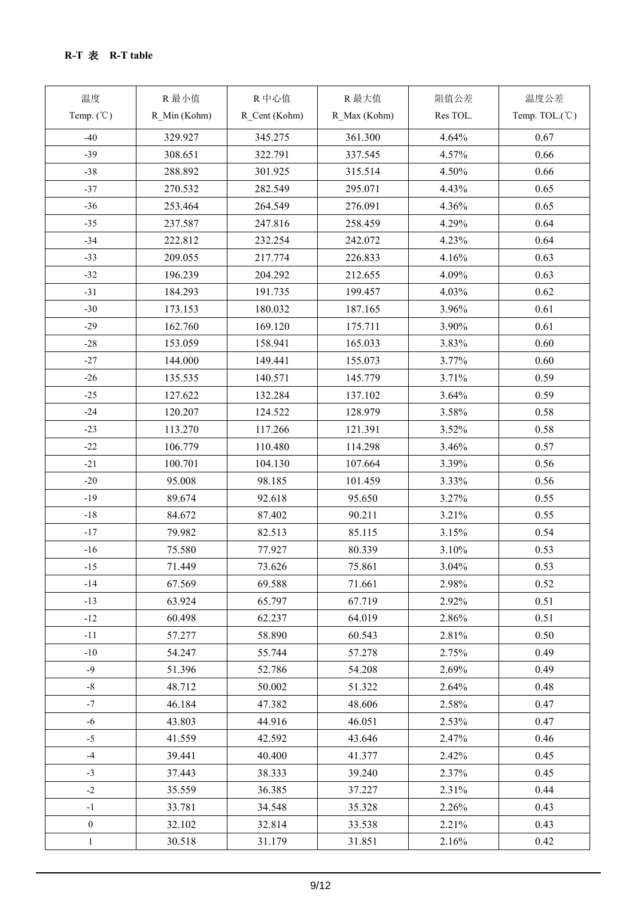**R-T 表　R-T table**

| 温度<br>Temp. (℃) | R 最小值<br>R_Min (Kohm) | R 中心值<br>R_Cent (Kohm) | R 最大值<br>R_Max (Kohm) | 阻值公差<br>Res TOL. | 温度公差<br>Temp. TOL.(℃) |
|---|---|---|---|---|---|
| -40 | 329.927 | 345.275 | 361.300 | 4.64% | 0.67 |
| -39 | 308.651 | 322.791 | 337.545 | 4.57% | 0.66 |
| -38 | 288.892 | 301.925 | 315.514 | 4.50% | 0.66 |
| -37 | 270.532 | 282.549 | 295.071 | 4.43% | 0.65 |
| -36 | 253.464 | 264.549 | 276.091 | 4.36% | 0.65 |
| -35 | 237.587 | 247.816 | 258.459 | 4.29% | 0.64 |
| -34 | 222.812 | 232.254 | 242.072 | 4.23% | 0.64 |
| -33 | 209.055 | 217.774 | 226.833 | 4.16% | 0.63 |
| -32 | 196.239 | 204.292 | 212.655 | 4.09% | 0.63 |
| -31 | 184.293 | 191.735 | 199.457 | 4.03% | 0.62 |
| -30 | 173.153 | 180.032 | 187.165 | 3.96% | 0.61 |
| -29 | 162.760 | 169.120 | 175.711 | 3.90% | 0.61 |
| -28 | 153.059 | 158.941 | 165.033 | 3.83% | 0.60 |
| -27 | 144.000 | 149.441 | 155.073 | 3.77% | 0.60 |
| -26 | 135.535 | 140.571 | 145.779 | 3.71% | 0.59 |
| -25 | 127.622 | 132.284 | 137.102 | 3.64% | 0.59 |
| -24 | 120.207 | 124.522 | 128.979 | 3.58% | 0.58 |
| -23 | 113.270 | 117.266 | 121.391 | 3.52% | 0.58 |
| -22 | 106.779 | 110.480 | 114.298 | 3.46% | 0.57 |
| -21 | 100.701 | 104.130 | 107.664 | 3.39% | 0.56 |
| -20 | 95.008 | 98.185 | 101.459 | 3.33% | 0.56 |
| -19 | 89.674 | 92.618 | 95.650 | 3.27% | 0.55 |
| -18 | 84.672 | 87.402 | 90.211 | 3.21% | 0.55 |
| -17 | 79.982 | 82.513 | 85.115 | 3.15% | 0.54 |
| -16 | 75.580 | 77.927 | 80.339 | 3.10% | 0.53 |
| -15 | 71.449 | 73.626 | 75.861 | 3.04% | 0.53 |
| -14 | 67.569 | 69.588 | 71.661 | 2.98% | 0.52 |
| -13 | 63.924 | 65.797 | 67.719 | 2.92% | 0.51 |
| -12 | 60.498 | 62.237 | 64.019 | 2.86% | 0.51 |
| -11 | 57.277 | 58.890 | 60.543 | 2.81% | 0.50 |
| -10 | 54.247 | 55.744 | 57.278 | 2.75% | 0.49 |
| -9 | 51.396 | 52.786 | 54.208 | 2.69% | 0.49 |
| -8 | 48.712 | 50.002 | 51.322 | 2.64% | 0.48 |
| -7 | 46.184 | 47.382 | 48.606 | 2.58% | 0.47 |
| -6 | 43.803 | 44.916 | 46.051 | 2.53% | 0.47 |
| -5 | 41.559 | 42.592 | 43.646 | 2.47% | 0.46 |
| -4 | 39.441 | 40.400 | 41.377 | 2.42% | 0.45 |
| -3 | 37.443 | 38.333 | 39.240 | 2.37% | 0.45 |
| -2 | 35.559 | 36.385 | 37.227 | 2.31% | 0.44 |
| -1 | 33.781 | 34.548 | 35.328 | 2.26% | 0.43 |
| 0 | 32.102 | 32.814 | 33.538 | 2.21% | 0.43 |
| 1 | 30.518 | 31.179 | 31.851 | 2.16% | 0.42 |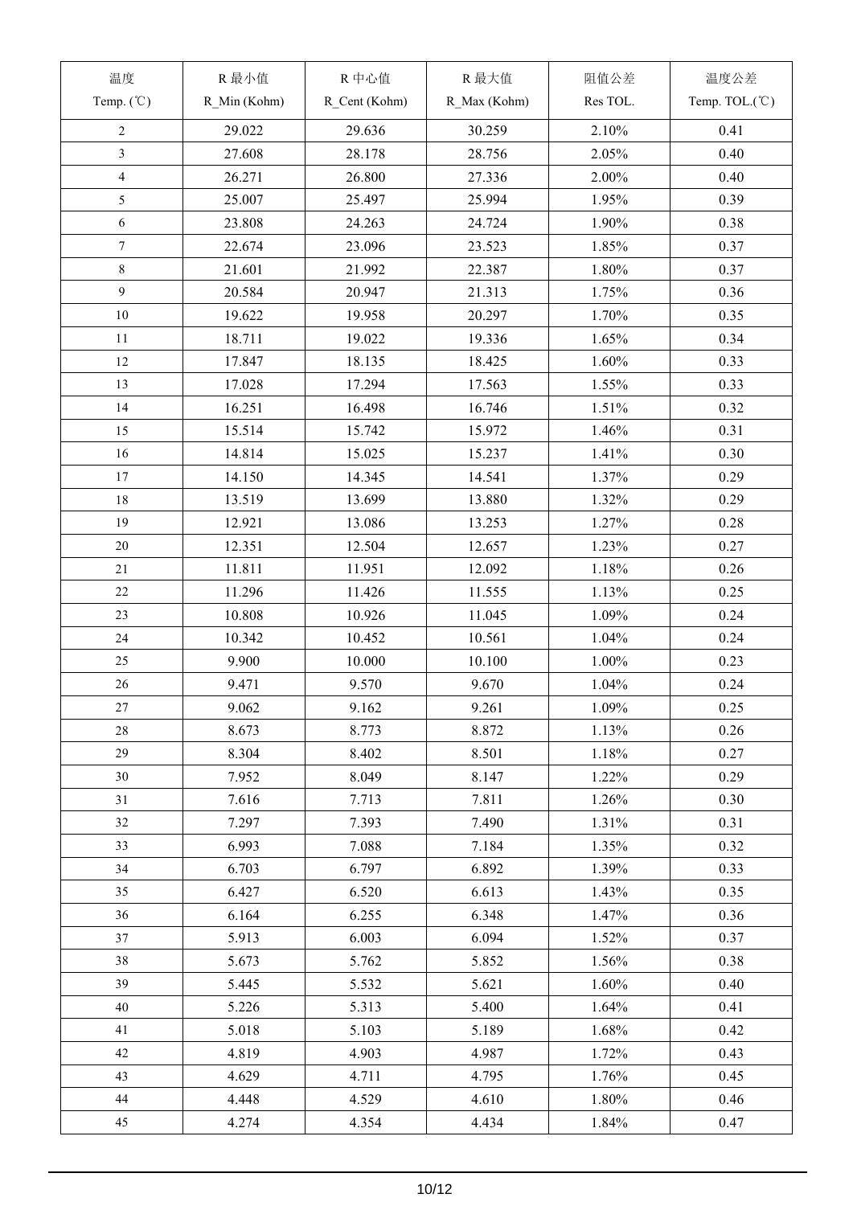| 温度<br>Temp. (℃) | R 最小值<br>R_Min (Kohm) | R 中心值<br>R_Cent (Kohm) | R 最大值<br>R_Max (Kohm) | 阻值公差<br>Res TOL. | 温度公差<br>Temp. TOL.(℃) |
|---|---|---|---|---|---|
| 2 | 29.022 | 29.636 | 30.259 | 2.10% | 0.41 |
| 3 | 27.608 | 28.178 | 28.756 | 2.05% | 0.40 |
| 4 | 26.271 | 26.800 | 27.336 | 2.00% | 0.40 |
| 5 | 25.007 | 25.497 | 25.994 | 1.95% | 0.39 |
| 6 | 23.808 | 24.263 | 24.724 | 1.90% | 0.38 |
| 7 | 22.674 | 23.096 | 23.523 | 1.85% | 0.37 |
| 8 | 21.601 | 21.992 | 22.387 | 1.80% | 0.37 |
| 9 | 20.584 | 20.947 | 21.313 | 1.75% | 0.36 |
| 10 | 19.622 | 19.958 | 20.297 | 1.70% | 0.35 |
| 11 | 18.711 | 19.022 | 19.336 | 1.65% | 0.34 |
| 12 | 17.847 | 18.135 | 18.425 | 1.60% | 0.33 |
| 13 | 17.028 | 17.294 | 17.563 | 1.55% | 0.33 |
| 14 | 16.251 | 16.498 | 16.746 | 1.51% | 0.32 |
| 15 | 15.514 | 15.742 | 15.972 | 1.46% | 0.31 |
| 16 | 14.814 | 15.025 | 15.237 | 1.41% | 0.30 |
| 17 | 14.150 | 14.345 | 14.541 | 1.37% | 0.29 |
| 18 | 13.519 | 13.699 | 13.880 | 1.32% | 0.29 |
| 19 | 12.921 | 13.086 | 13.253 | 1.27% | 0.28 |
| 20 | 12.351 | 12.504 | 12.657 | 1.23% | 0.27 |
| 21 | 11.811 | 11.951 | 12.092 | 1.18% | 0.26 |
| 22 | 11.296 | 11.426 | 11.555 | 1.13% | 0.25 |
| 23 | 10.808 | 10.926 | 11.045 | 1.09% | 0.24 |
| 24 | 10.342 | 10.452 | 10.561 | 1.04% | 0.24 |
| 25 | 9.900 | 10.000 | 10.100 | 1.00% | 0.23 |
| 26 | 9.471 | 9.570 | 9.670 | 1.04% | 0.24 |
| 27 | 9.062 | 9.162 | 9.261 | 1.09% | 0.25 |
| 28 | 8.673 | 8.773 | 8.872 | 1.13% | 0.26 |
| 29 | 8.304 | 8.402 | 8.501 | 1.18% | 0.27 |
| 30 | 7.952 | 8.049 | 8.147 | 1.22% | 0.29 |
| 31 | 7.616 | 7.713 | 7.811 | 1.26% | 0.30 |
| 32 | 7.297 | 7.393 | 7.490 | 1.31% | 0.31 |
| 33 | 6.993 | 7.088 | 7.184 | 1.35% | 0.32 |
| 34 | 6.703 | 6.797 | 6.892 | 1.39% | 0.33 |
| 35 | 6.427 | 6.520 | 6.613 | 1.43% | 0.35 |
| 36 | 6.164 | 6.255 | 6.348 | 1.47% | 0.36 |
| 37 | 5.913 | 6.003 | 6.094 | 1.52% | 0.37 |
| 38 | 5.673 | 5.762 | 5.852 | 1.56% | 0.38 |
| 39 | 5.445 | 5.532 | 5.621 | 1.60% | 0.40 |
| 40 | 5.226 | 5.313 | 5.400 | 1.64% | 0.41 |
| 41 | 5.018 | 5.103 | 5.189 | 1.68% | 0.42 |
| 42 | 4.819 | 4.903 | 4.987 | 1.72% | 0.43 |
| 43 | 4.629 | 4.711 | 4.795 | 1.76% | 0.45 |
| 44 | 4.448 | 4.529 | 4.610 | 1.80% | 0.46 |
| 45 | 4.274 | 4.354 | 4.434 | 1.84% | 0.47 |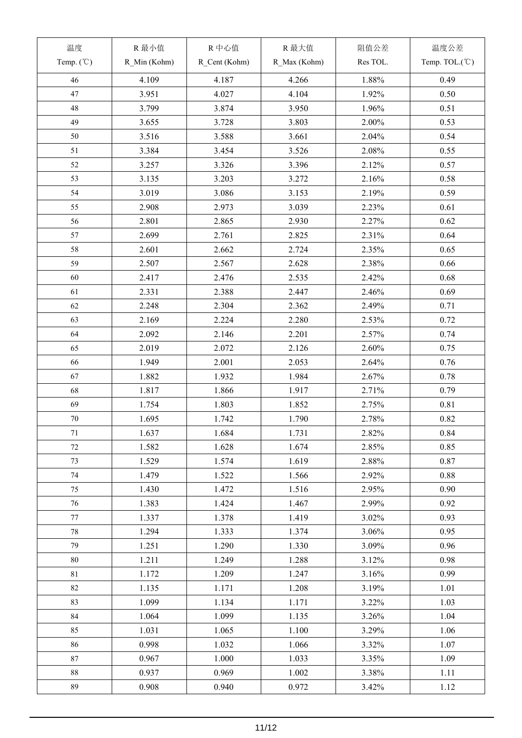| 温度<br>Temp. (℃) | R 最小值<br>R_Min (Kohm) | R 中心值<br>R_Cent (Kohm) | R 最大值<br>R_Max (Kohm) | 阻值公差<br>Res TOL. | 温度公差<br>Temp. TOL.(℃) |
|---|---|---|---|---|---|
| 46 | 4.109 | 4.187 | 4.266 | 1.88% | 0.49 |
| 47 | 3.951 | 4.027 | 4.104 | 1.92% | 0.50 |
| 48 | 3.799 | 3.874 | 3.950 | 1.96% | 0.51 |
| 49 | 3.655 | 3.728 | 3.803 | 2.00% | 0.53 |
| 50 | 3.516 | 3.588 | 3.661 | 2.04% | 0.54 |
| 51 | 3.384 | 3.454 | 3.526 | 2.08% | 0.55 |
| 52 | 3.257 | 3.326 | 3.396 | 2.12% | 0.57 |
| 53 | 3.135 | 3.203 | 3.272 | 2.16% | 0.58 |
| 54 | 3.019 | 3.086 | 3.153 | 2.19% | 0.59 |
| 55 | 2.908 | 2.973 | 3.039 | 2.23% | 0.61 |
| 56 | 2.801 | 2.865 | 2.930 | 2.27% | 0.62 |
| 57 | 2.699 | 2.761 | 2.825 | 2.31% | 0.64 |
| 58 | 2.601 | 2.662 | 2.724 | 2.35% | 0.65 |
| 59 | 2.507 | 2.567 | 2.628 | 2.38% | 0.66 |
| 60 | 2.417 | 2.476 | 2.535 | 2.42% | 0.68 |
| 61 | 2.331 | 2.388 | 2.447 | 2.46% | 0.69 |
| 62 | 2.248 | 2.304 | 2.362 | 2.49% | 0.71 |
| 63 | 2.169 | 2.224 | 2.280 | 2.53% | 0.72 |
| 64 | 2.092 | 2.146 | 2.201 | 2.57% | 0.74 |
| 65 | 2.019 | 2.072 | 2.126 | 2.60% | 0.75 |
| 66 | 1.949 | 2.001 | 2.053 | 2.64% | 0.76 |
| 67 | 1.882 | 1.932 | 1.984 | 2.67% | 0.78 |
| 68 | 1.817 | 1.866 | 1.917 | 2.71% | 0.79 |
| 69 | 1.754 | 1.803 | 1.852 | 2.75% | 0.81 |
| 70 | 1.695 | 1.742 | 1.790 | 2.78% | 0.82 |
| 71 | 1.637 | 1.684 | 1.731 | 2.82% | 0.84 |
| 72 | 1.582 | 1.628 | 1.674 | 2.85% | 0.85 |
| 73 | 1.529 | 1.574 | 1.619 | 2.88% | 0.87 |
| 74 | 1.479 | 1.522 | 1.566 | 2.92% | 0.88 |
| 75 | 1.430 | 1.472 | 1.516 | 2.95% | 0.90 |
| 76 | 1.383 | 1.424 | 1.467 | 2.99% | 0.92 |
| 77 | 1.337 | 1.378 | 1.419 | 3.02% | 0.93 |
| 78 | 1.294 | 1.333 | 1.374 | 3.06% | 0.95 |
| 79 | 1.251 | 1.290 | 1.330 | 3.09% | 0.96 |
| 80 | 1.211 | 1.249 | 1.288 | 3.12% | 0.98 |
| 81 | 1.172 | 1.209 | 1.247 | 3.16% | 0.99 |
| 82 | 1.135 | 1.171 | 1.208 | 3.19% | 1.01 |
| 83 | 1.099 | 1.134 | 1.171 | 3.22% | 1.03 |
| 84 | 1.064 | 1.099 | 1.135 | 3.26% | 1.04 |
| 85 | 1.031 | 1.065 | 1.100 | 3.29% | 1.06 |
| 86 | 0.998 | 1.032 | 1.066 | 3.32% | 1.07 |
| 87 | 0.967 | 1.000 | 1.033 | 3.35% | 1.09 |
| 88 | 0.937 | 0.969 | 1.002 | 3.38% | 1.11 |
| 89 | 0.908 | 0.940 | 0.972 | 3.42% | 1.12 |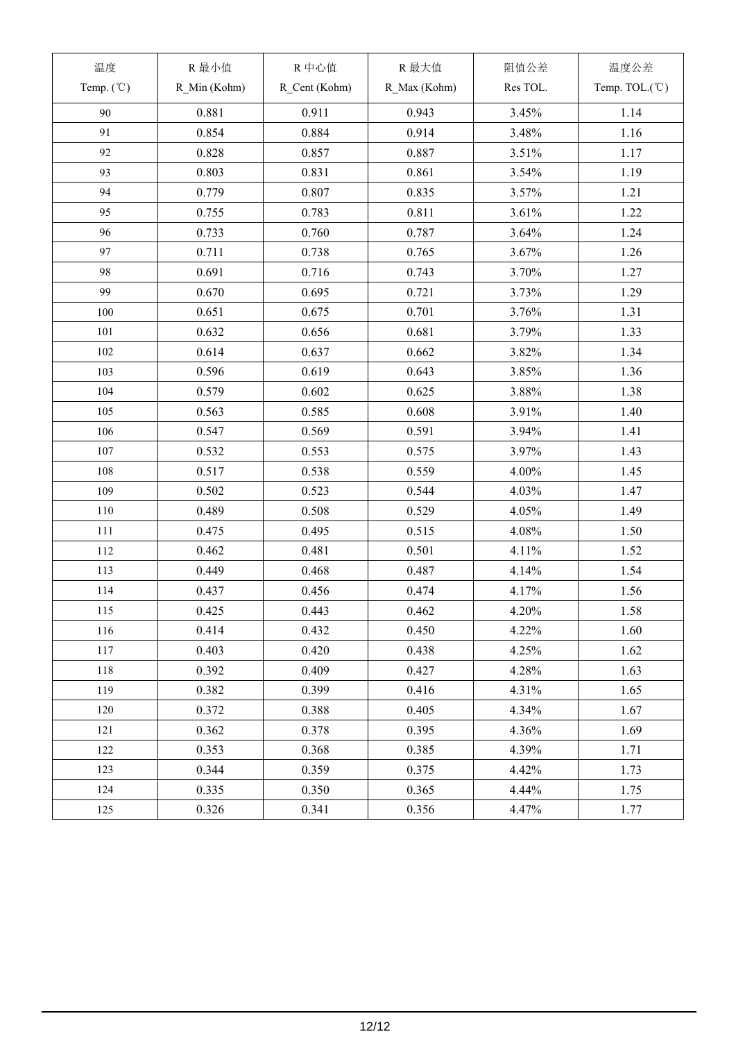| 温度<br>Temp. (℃) | R 最小值<br>R_Min (Kohm) | R 中心值<br>R_Cent (Kohm) | R 最大值<br>R_Max (Kohm) | 阻值公差<br>Res TOL. | 温度公差<br>Temp. TOL.(℃) |
|---|---|---|---|---|---|
| 90 | 0.881 | 0.911 | 0.943 | 3.45% | 1.14 |
| 91 | 0.854 | 0.884 | 0.914 | 3.48% | 1.16 |
| 92 | 0.828 | 0.857 | 0.887 | 3.51% | 1.17 |
| 93 | 0.803 | 0.831 | 0.861 | 3.54% | 1.19 |
| 94 | 0.779 | 0.807 | 0.835 | 3.57% | 1.21 |
| 95 | 0.755 | 0.783 | 0.811 | 3.61% | 1.22 |
| 96 | 0.733 | 0.760 | 0.787 | 3.64% | 1.24 |
| 97 | 0.711 | 0.738 | 0.765 | 3.67% | 1.26 |
| 98 | 0.691 | 0.716 | 0.743 | 3.70% | 1.27 |
| 99 | 0.670 | 0.695 | 0.721 | 3.73% | 1.29 |
| 100 | 0.651 | 0.675 | 0.701 | 3.76% | 1.31 |
| 101 | 0.632 | 0.656 | 0.681 | 3.79% | 1.33 |
| 102 | 0.614 | 0.637 | 0.662 | 3.82% | 1.34 |
| 103 | 0.596 | 0.619 | 0.643 | 3.85% | 1.36 |
| 104 | 0.579 | 0.602 | 0.625 | 3.88% | 1.38 |
| 105 | 0.563 | 0.585 | 0.608 | 3.91% | 1.40 |
| 106 | 0.547 | 0.569 | 0.591 | 3.94% | 1.41 |
| 107 | 0.532 | 0.553 | 0.575 | 3.97% | 1.43 |
| 108 | 0.517 | 0.538 | 0.559 | 4.00% | 1.45 |
| 109 | 0.502 | 0.523 | 0.544 | 4.03% | 1.47 |
| 110 | 0.489 | 0.508 | 0.529 | 4.05% | 1.49 |
| 111 | 0.475 | 0.495 | 0.515 | 4.08% | 1.50 |
| 112 | 0.462 | 0.481 | 0.501 | 4.11% | 1.52 |
| 113 | 0.449 | 0.468 | 0.487 | 4.14% | 1.54 |
| 114 | 0.437 | 0.456 | 0.474 | 4.17% | 1.56 |
| 115 | 0.425 | 0.443 | 0.462 | 4.20% | 1.58 |
| 116 | 0.414 | 0.432 | 0.450 | 4.22% | 1.60 |
| 117 | 0.403 | 0.420 | 0.438 | 4.25% | 1.62 |
| 118 | 0.392 | 0.409 | 0.427 | 4.28% | 1.63 |
| 119 | 0.382 | 0.399 | 0.416 | 4.31% | 1.65 |
| 120 | 0.372 | 0.388 | 0.405 | 4.34% | 1.67 |
| 121 | 0.362 | 0.378 | 0.395 | 4.36% | 1.69 |
| 122 | 0.353 | 0.368 | 0.385 | 4.39% | 1.71 |
| 123 | 0.344 | 0.359 | 0.375 | 4.42% | 1.73 |
| 124 | 0.335 | 0.350 | 0.365 | 4.44% | 1.75 |
| 125 | 0.326 | 0.341 | 0.356 | 4.47% | 1.77 |